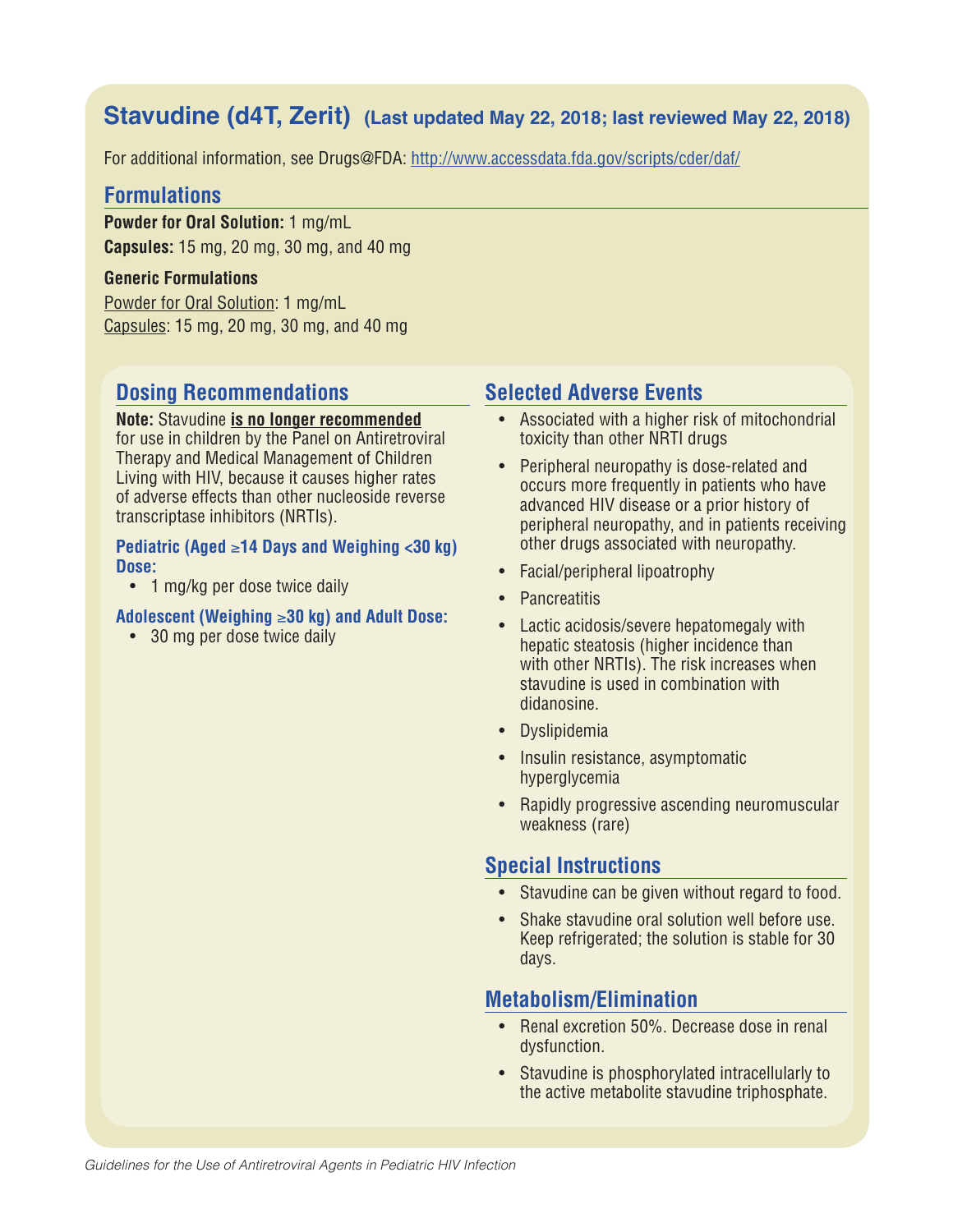# Stavudine (d4T, Zerit) (Last updated May 22, 2018; last reviewed May 22, 2018)

For additional information, see Drugs@FDA: http://www.accessdata.fda.gov/scripts/cder/daf/

## Formulations

**Powder for Oral Solution:** 1 mg/mL

**Capsules:** 15 mg, 20 mg, 30 mg, and 40 mg

**Generic Formulations**

Powder for Oral Solution: 1 mg/mL

Capsules: 15 mg, 20 mg, 30 mg, and 40 mg

## Dosing Recommendations

**Note:** Stavudine **is no longer recommended** for use in children by the Panel on Antiretroviral Therapy and Medical Management of Children Living with HIV, because it causes higher rates of adverse effects than other nucleoside reverse transcriptase inhibitors (NRTIs).

### Pediatric (Aged ≥14 Days and Weighing <30 kg) Dose:

- 1 mg/kg per dose twice daily

### Adolescent (Weighing ≥30 kg) and Adult Dose:

- 30 mg per dose twice daily

## Selected Adverse Events

- Associated with a higher risk of mitochondrial toxicity than other NRTI drugs
- Peripheral neuropathy is dose-related and occurs more frequently in patients who have advanced HIV disease or a prior history of peripheral neuropathy, and in patients receiving other drugs associated with neuropathy.
- Facial/peripheral lipoatrophy
- Pancreatitis
- Lactic acidosis/severe hepatomegaly with hepatic steatosis (higher incidence than with other NRTIs). The risk increases when stavudine is used in combination with didanosine.
- Dyslipidemia
- Insulin resistance, asymptomatic hyperglycemia
- Rapidly progressive ascending neuromuscular weakness (rare)

## Special Instructions

- Stavudine can be given without regard to food.
- Shake stavudine oral solution well before use. Keep refrigerated; the solution is stable for 30 days.

## Metabolism/Elimination

- Renal excretion 50%. Decrease dose in renal dysfunction.
- Stavudine is phosphorylated intracellularly to the active metabolite stavudine triphosphate.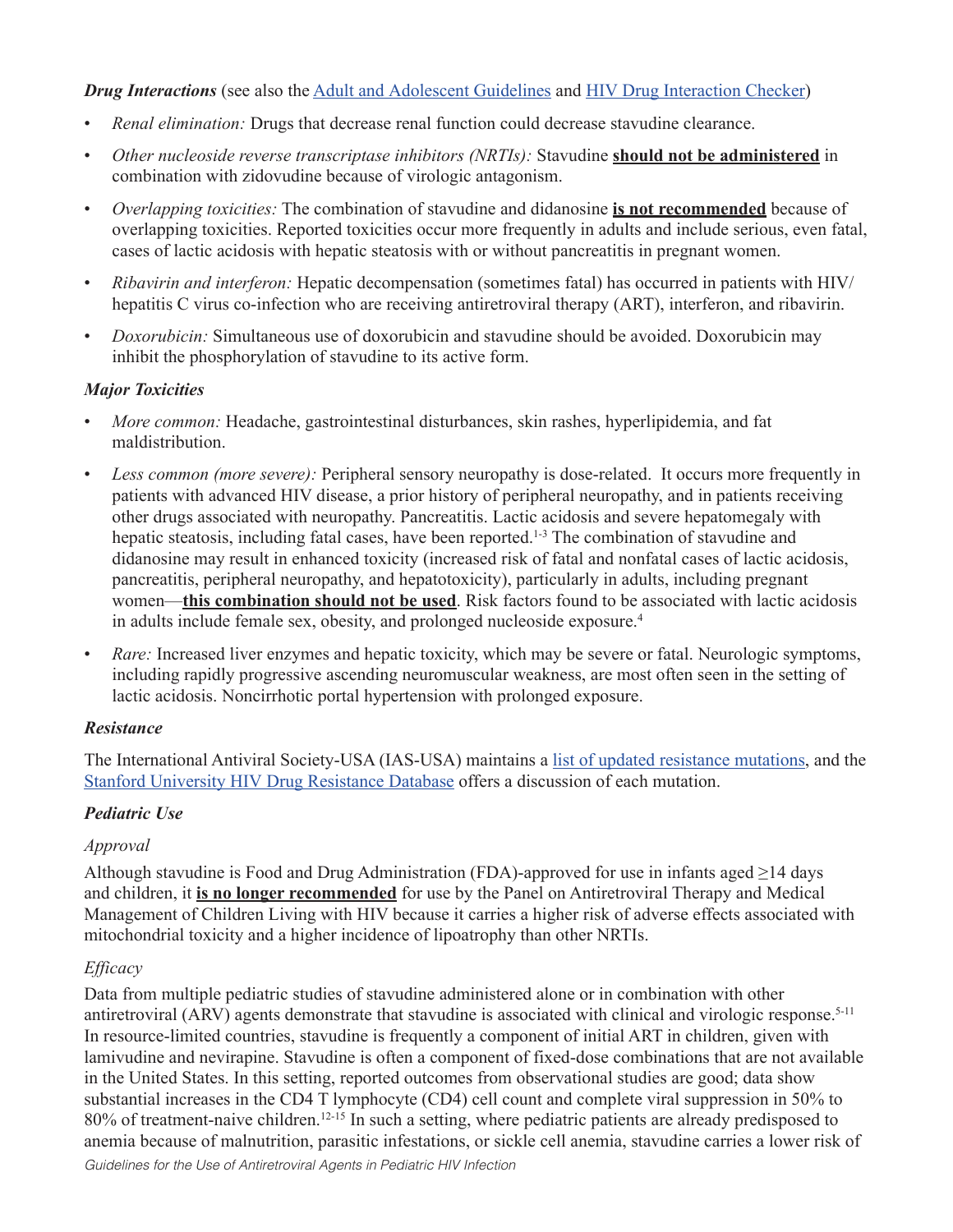***Drug Interactions*** (see also the Adult and Adolescent Guidelines and HIV Drug Interaction Checker)

- *Renal elimination:* Drugs that decrease renal function could decrease stavudine clearance.
- *Other nucleoside reverse transcriptase inhibitors (NRTIs):* Stavudine **should not be administered** in combination with zidovudine because of virologic antagonism.
- *Overlapping toxicities:* The combination of stavudine and didanosine **is not recommended** because of overlapping toxicities. Reported toxicities occur more frequently in adults and include serious, even fatal, cases of lactic acidosis with hepatic steatosis with or without pancreatitis in pregnant women.
- *Ribavirin and interferon:* Hepatic decompensation (sometimes fatal) has occurred in patients with HIV/hepatitis C virus co-infection who are receiving antiretroviral therapy (ART), interferon, and ribavirin.
- *Doxorubicin:* Simultaneous use of doxorubicin and stavudine should be avoided. Doxorubicin may inhibit the phosphorylation of stavudine to its active form.

***Major Toxicities***

- *More common:* Headache, gastrointestinal disturbances, skin rashes, hyperlipidemia, and fat maldistribution.
- *Less common (more severe):* Peripheral sensory neuropathy is dose-related. It occurs more frequently in patients with advanced HIV disease, a prior history of peripheral neuropathy, and in patients receiving other drugs associated with neuropathy. Pancreatitis. Lactic acidosis and severe hepatomegaly with hepatic steatosis, including fatal cases, have been reported.[1-3] The combination of stavudine and didanosine may result in enhanced toxicity (increased risk of fatal and nonfatal cases of lactic acidosis, pancreatitis, peripheral neuropathy, and hepatotoxicity), particularly in adults, including pregnant women—**this combination should not be used**. Risk factors found to be associated with lactic acidosis in adults include female sex, obesity, and prolonged nucleoside exposure.[4]
- *Rare:* Increased liver enzymes and hepatic toxicity, which may be severe or fatal. Neurologic symptoms, including rapidly progressive ascending neuromuscular weakness, are most often seen in the setting of lactic acidosis. Noncirrhotic portal hypertension with prolonged exposure.

***Resistance***

The International Antiviral Society-USA (IAS-USA) maintains a list of updated resistance mutations, and the Stanford University HIV Drug Resistance Database offers a discussion of each mutation.

***Pediatric Use***

*Approval*

Although stavudine is Food and Drug Administration (FDA)-approved for use in infants aged ≥14 days and children, it **is no longer recommended** for use by the Panel on Antiretroviral Therapy and Medical Management of Children Living with HIV because it carries a higher risk of adverse effects associated with mitochondrial toxicity and a higher incidence of lipoatrophy than other NRTIs.

*Efficacy*

Data from multiple pediatric studies of stavudine administered alone or in combination with other antiretroviral (ARV) agents demonstrate that stavudine is associated with clinical and virologic response.[5-11] In resource-limited countries, stavudine is frequently a component of initial ART in children, given with lamivudine and nevirapine. Stavudine is often a component of fixed-dose combinations that are not available in the United States. In this setting, reported outcomes from observational studies are good; data show substantial increases in the CD4 T lymphocyte (CD4) cell count and complete viral suppression in 50% to 80% of treatment-naive children.[12-15] In such a setting, where pediatric patients are already predisposed to anemia because of malnutrition, parasitic infestations, or sickle cell anemia, stavudine carries a lower risk of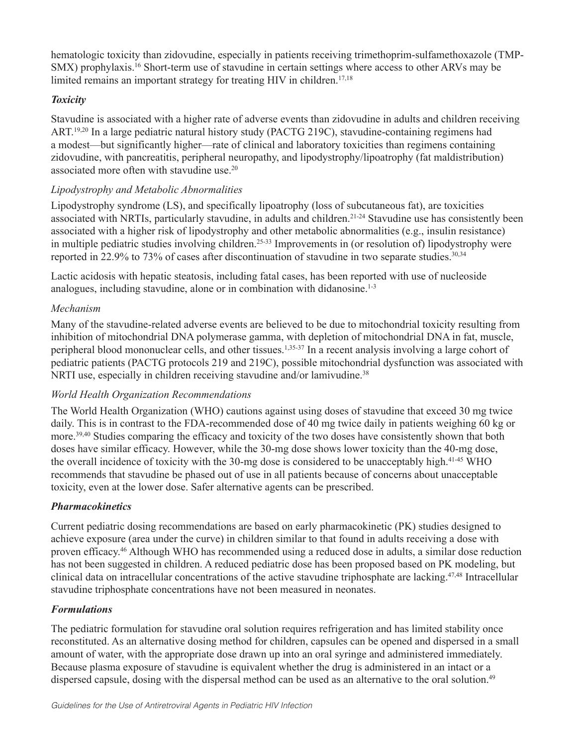hematologic toxicity than zidovudine, especially in patients receiving trimethoprim-sulfamethoxazole (TMP-SMX) prophylaxis.[16] Short-term use of stavudine in certain settings where access to other ARVs may be limited remains an important strategy for treating HIV in children.[17,18]

### *Toxicity*

Stavudine is associated with a higher rate of adverse events than zidovudine in adults and children receiving ART.[19,20] In a large pediatric natural history study (PACTG 219C), stavudine-containing regimens had a modest—but significantly higher—rate of clinical and laboratory toxicities than regimens containing zidovudine, with pancreatitis, peripheral neuropathy, and lipodystrophy/lipoatrophy (fat maldistribution) associated more often with stavudine use.[20]

#### *Lipodystrophy and Metabolic Abnormalities*

Lipodystrophy syndrome (LS), and specifically lipoatrophy (loss of subcutaneous fat), are toxicities associated with NRTIs, particularly stavudine, in adults and children.[21-24] Stavudine use has consistently been associated with a higher risk of lipodystrophy and other metabolic abnormalities (e.g., insulin resistance) in multiple pediatric studies involving children.[25-33] Improvements in (or resolution of) lipodystrophy were reported in 22.9% to 73% of cases after discontinuation of stavudine in two separate studies.[30,34]

Lactic acidosis with hepatic steatosis, including fatal cases, has been reported with use of nucleoside analogues, including stavudine, alone or in combination with didanosine.[1-3]

#### *Mechanism*

Many of the stavudine-related adverse events are believed to be due to mitochondrial toxicity resulting from inhibition of mitochondrial DNA polymerase gamma, with depletion of mitochondrial DNA in fat, muscle, peripheral blood mononuclear cells, and other tissues.[1,35-37] In a recent analysis involving a large cohort of pediatric patients (PACTG protocols 219 and 219C), possible mitochondrial dysfunction was associated with NRTI use, especially in children receiving stavudine and/or lamivudine.[38]

#### *World Health Organization Recommendations*

The World Health Organization (WHO) cautions against using doses of stavudine that exceed 30 mg twice daily. This is in contrast to the FDA-recommended dose of 40 mg twice daily in patients weighing 60 kg or more.[39,40] Studies comparing the efficacy and toxicity of the two doses have consistently shown that both doses have similar efficacy. However, while the 30-mg dose shows lower toxicity than the 40-mg dose, the overall incidence of toxicity with the 30-mg dose is considered to be unacceptably high.[41-45] WHO recommends that stavudine be phased out of use in all patients because of concerns about unacceptable toxicity, even at the lower dose. Safer alternative agents can be prescribed.

### *Pharmacokinetics*

Current pediatric dosing recommendations are based on early pharmacokinetic (PK) studies designed to achieve exposure (area under the curve) in children similar to that found in adults receiving a dose with proven efficacy.[46] Although WHO has recommended using a reduced dose in adults, a similar dose reduction has not been suggested in children. A reduced pediatric dose has been proposed based on PK modeling, but clinical data on intracellular concentrations of the active stavudine triphosphate are lacking.[47,48] Intracellular stavudine triphosphate concentrations have not been measured in neonates.

### *Formulations*

The pediatric formulation for stavudine oral solution requires refrigeration and has limited stability once reconstituted. As an alternative dosing method for children, capsules can be opened and dispersed in a small amount of water, with the appropriate dose drawn up into an oral syringe and administered immediately. Because plasma exposure of stavudine is equivalent whether the drug is administered in an intact or a dispersed capsule, dosing with the dispersal method can be used as an alternative to the oral solution.[49]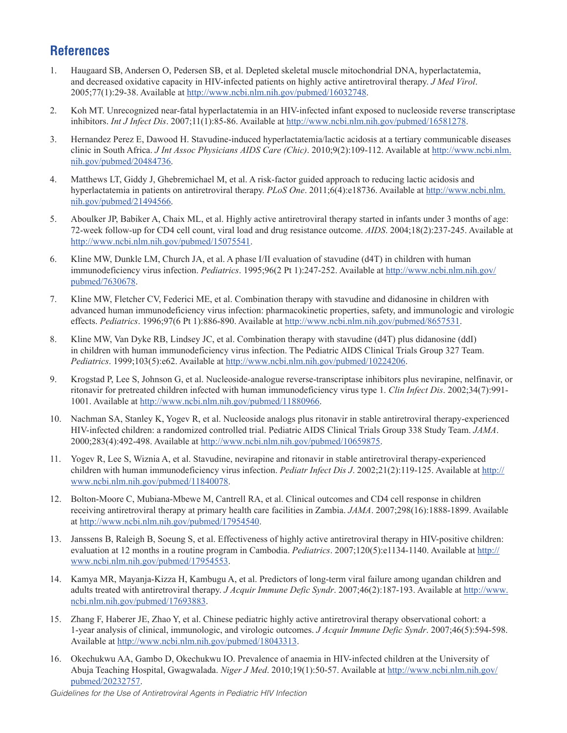## References

1. Haugaard SB, Andersen O, Pedersen SB, et al. Depleted skeletal muscle mitochondrial DNA, hyperlactatemia, and decreased oxidative capacity in HIV-infected patients on highly active antiretroviral therapy. *J Med Virol*. 2005;77(1):29-38. Available at http://www.ncbi.nlm.nih.gov/pubmed/16032748.

2. Koh MT. Unrecognized near-fatal hyperlactatemia in an HIV-infected infant exposed to nucleoside reverse transcriptase inhibitors. *Int J Infect Dis*. 2007;11(1):85-86. Available at http://www.ncbi.nlm.nih.gov/pubmed/16581278.

3. Hernandez Perez E, Dawood H. Stavudine-induced hyperlactatemia/lactic acidosis at a tertiary communicable diseases clinic in South Africa. *J Int Assoc Physicians AIDS Care (Chic)*. 2010;9(2):109-112. Available at http://www.ncbi.nlm.nih.gov/pubmed/20484736.

4. Matthews LT, Giddy J, Ghebremichael M, et al. A risk-factor guided approach to reducing lactic acidosis and hyperlactatemia in patients on antiretroviral therapy. *PLoS One*. 2011;6(4):e18736. Available at http://www.ncbi.nlm.nih.gov/pubmed/21494566.

5. Aboulker JP, Babiker A, Chaix ML, et al. Highly active antiretroviral therapy started in infants under 3 months of age: 72-week follow-up for CD4 cell count, viral load and drug resistance outcome. *AIDS*. 2004;18(2):237-245. Available at http://www.ncbi.nlm.nih.gov/pubmed/15075541.

6. Kline MW, Dunkle LM, Church JA, et al. A phase I/II evaluation of stavudine (d4T) in children with human immunodeficiency virus infection. *Pediatrics*. 1995;96(2 Pt 1):247-252. Available at http://www.ncbi.nlm.nih.gov/pubmed/7630678.

7. Kline MW, Fletcher CV, Federici ME, et al. Combination therapy with stavudine and didanosine in children with advanced human immunodeficiency virus infection: pharmacokinetic properties, safety, and immunologic and virologic effects. *Pediatrics*. 1996;97(6 Pt 1):886-890. Available at http://www.ncbi.nlm.nih.gov/pubmed/8657531.

8. Kline MW, Van Dyke RB, Lindsey JC, et al. Combination therapy with stavudine (d4T) plus didanosine (ddI) in children with human immunodeficiency virus infection. The Pediatric AIDS Clinical Trials Group 327 Team. *Pediatrics*. 1999;103(5):e62. Available at http://www.ncbi.nlm.nih.gov/pubmed/10224206.

9. Krogstad P, Lee S, Johnson G, et al. Nucleoside-analogue reverse-transcriptase inhibitors plus nevirapine, nelfinavir, or ritonavir for pretreated children infected with human immunodeficiency virus type 1. *Clin Infect Dis*. 2002;34(7):991-1001. Available at http://www.ncbi.nlm.nih.gov/pubmed/11880966.

10. Nachman SA, Stanley K, Yogev R, et al. Nucleoside analogs plus ritonavir in stable antiretroviral therapy-experienced HIV-infected children: a randomized controlled trial. Pediatric AIDS Clinical Trials Group 338 Study Team. *JAMA*. 2000;283(4):492-498. Available at http://www.ncbi.nlm.nih.gov/pubmed/10659875.

11. Yogev R, Lee S, Wiznia A, et al. Stavudine, nevirapine and ritonavir in stable antiretroviral therapy-experienced children with human immunodeficiency virus infection. *Pediatr Infect Dis J*. 2002;21(2):119-125. Available at http://www.ncbi.nlm.nih.gov/pubmed/11840078.

12. Bolton-Moore C, Mubiana-Mbewe M, Cantrell RA, et al. Clinical outcomes and CD4 cell response in children receiving antiretroviral therapy at primary health care facilities in Zambia. *JAMA*. 2007;298(16):1888-1899. Available at http://www.ncbi.nlm.nih.gov/pubmed/17954540.

13. Janssens B, Raleigh B, Soeung S, et al. Effectiveness of highly active antiretroviral therapy in HIV-positive children: evaluation at 12 months in a routine program in Cambodia. *Pediatrics*. 2007;120(5):e1134-1140. Available at http://www.ncbi.nlm.nih.gov/pubmed/17954553.

14. Kamya MR, Mayanja-Kizza H, Kambugu A, et al. Predictors of long-term viral failure among ugandan children and adults treated with antiretroviral therapy. *J Acquir Immune Defic Syndr*. 2007;46(2):187-193. Available at http://www.ncbi.nlm.nih.gov/pubmed/17693883.

15. Zhang F, Haberer JE, Zhao Y, et al. Chinese pediatric highly active antiretroviral therapy observational cohort: a 1-year analysis of clinical, immunologic, and virologic outcomes. *J Acquir Immune Defic Syndr*. 2007;46(5):594-598. Available at http://www.ncbi.nlm.nih.gov/pubmed/18043313.

16. Okechukwu AA, Gambo D, Okechukwu IO. Prevalence of anaemia in HIV-infected children at the University of Abuja Teaching Hospital, Gwagwalada. *Niger J Med*. 2010;19(1):50-57. Available at http://www.ncbi.nlm.nih.gov/pubmed/20232757.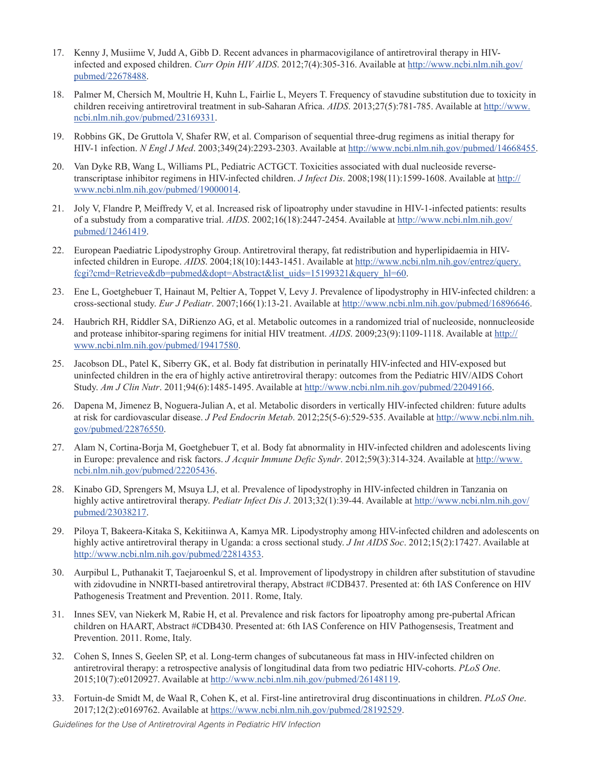17. Kenny J, Musiime V, Judd A, Gibb D. Recent advances in pharmacovigilance of antiretroviral therapy in HIV-infected and exposed children. *Curr Opin HIV AIDS*. 2012;7(4):305-316. Available at http://www.ncbi.nlm.nih.gov/pubmed/22678488.

18. Palmer M, Chersich M, Moultrie H, Kuhn L, Fairlie L, Meyers T. Frequency of stavudine substitution due to toxicity in children receiving antiretroviral treatment in sub-Saharan Africa. *AIDS*. 2013;27(5):781-785. Available at http://www.ncbi.nlm.nih.gov/pubmed/23169331.

19. Robbins GK, De Gruttola V, Shafer RW, et al. Comparison of sequential three-drug regimens as initial therapy for HIV-1 infection. *N Engl J Med*. 2003;349(24):2293-2303. Available at http://www.ncbi.nlm.nih.gov/pubmed/14668455.

20. Van Dyke RB, Wang L, Williams PL, Pediatric ACTGCT. Toxicities associated with dual nucleoside reverse-transcriptase inhibitor regimens in HIV-infected children. *J Infect Dis*. 2008;198(11):1599-1608. Available at http://www.ncbi.nlm.nih.gov/pubmed/19000014.

21. Joly V, Flandre P, Meiffredy V, et al. Increased risk of lipoatrophy under stavudine in HIV-1-infected patients: results of a substudy from a comparative trial. *AIDS*. 2002;16(18):2447-2454. Available at http://www.ncbi.nlm.nih.gov/pubmed/12461419.

22. European Paediatric Lipodystrophy Group. Antiretroviral therapy, fat redistribution and hyperlipidaemia in HIV-infected children in Europe. *AIDS*. 2004;18(10):1443-1451. Available at http://www.ncbi.nlm.nih.gov/entrez/query.fcgi?cmd=Retrieve&db=pubmed&dopt=Abstract&list_uids=15199321&query_hl=60.

23. Ene L, Goetghebuer T, Hainaut M, Peltier A, Toppet V, Levy J. Prevalence of lipodystrophy in HIV-infected children: a cross-sectional study. *Eur J Pediatr*. 2007;166(1):13-21. Available at http://www.ncbi.nlm.nih.gov/pubmed/16896646.

24. Haubrich RH, Riddler SA, DiRienzo AG, et al. Metabolic outcomes in a randomized trial of nucleoside, nonnucleoside and protease inhibitor-sparing regimens for initial HIV treatment. *AIDS*. 2009;23(9):1109-1118. Available at http://www.ncbi.nlm.nih.gov/pubmed/19417580.

25. Jacobson DL, Patel K, Siberry GK, et al. Body fat distribution in perinatally HIV-infected and HIV-exposed but uninfected children in the era of highly active antiretroviral therapy: outcomes from the Pediatric HIV/AIDS Cohort Study. *Am J Clin Nutr*. 2011;94(6):1485-1495. Available at http://www.ncbi.nlm.nih.gov/pubmed/22049166.

26. Dapena M, Jimenez B, Noguera-Julian A, et al. Metabolic disorders in vertically HIV-infected children: future adults at risk for cardiovascular disease. *J Ped Endocrin Metab*. 2012;25(5-6):529-535. Available at http://www.ncbi.nlm.nih.gov/pubmed/22876550.

27. Alam N, Cortina-Borja M, Goetghebuer T, et al. Body fat abnormality in HIV-infected children and adolescents living in Europe: prevalence and risk factors. *J Acquir Immune Defic Syndr*. 2012;59(3):314-324. Available at http://www.ncbi.nlm.nih.gov/pubmed/22205436.

28. Kinabo GD, Sprengers M, Msuya LJ, et al. Prevalence of lipodystrophy in HIV-infected children in Tanzania on highly active antiretroviral therapy. *Pediatr Infect Dis J*. 2013;32(1):39-44. Available at http://www.ncbi.nlm.nih.gov/pubmed/23038217.

29. Piloya T, Bakeera-Kitaka S, Kekitiinwa A, Kamya MR. Lipodystrophy among HIV-infected children and adolescents on highly active antiretroviral therapy in Uganda: a cross sectional study. *J Int AIDS Soc*. 2012;15(2):17427. Available at http://www.ncbi.nlm.nih.gov/pubmed/22814353.

30. Aurpibul L, Puthanakit T, Taejaroenkul S, et al. Improvement of lipodystropy in children after substitution of stavudine with zidovudine in NNRTI-based antiretroviral therapy, Abstract #CDB437. Presented at: 6th IAS Conference on HIV Pathogenesis Treatment and Prevention. 2011. Rome, Italy.

31. Innes SEV, van Niekerk M, Rabie H, et al. Prevalence and risk factors for lipoatrophy among pre-pubertal African children on HAART, Abstract #CDB430. Presented at: 6th IAS Conference on HIV Pathogensesis, Treatment and Prevention. 2011. Rome, Italy.

32. Cohen S, Innes S, Geelen SP, et al. Long-term changes of subcutaneous fat mass in HIV-infected children on antiretroviral therapy: a retrospective analysis of longitudinal data from two pediatric HIV-cohorts. *PLoS One*. 2015;10(7):e0120927. Available at http://www.ncbi.nlm.nih.gov/pubmed/26148119.

33. Fortuin-de Smidt M, de Waal R, Cohen K, et al. First-line antiretroviral drug discontinuations in children. *PLoS One*. 2017;12(2):e0169762. Available at https://www.ncbi.nlm.nih.gov/pubmed/28192529.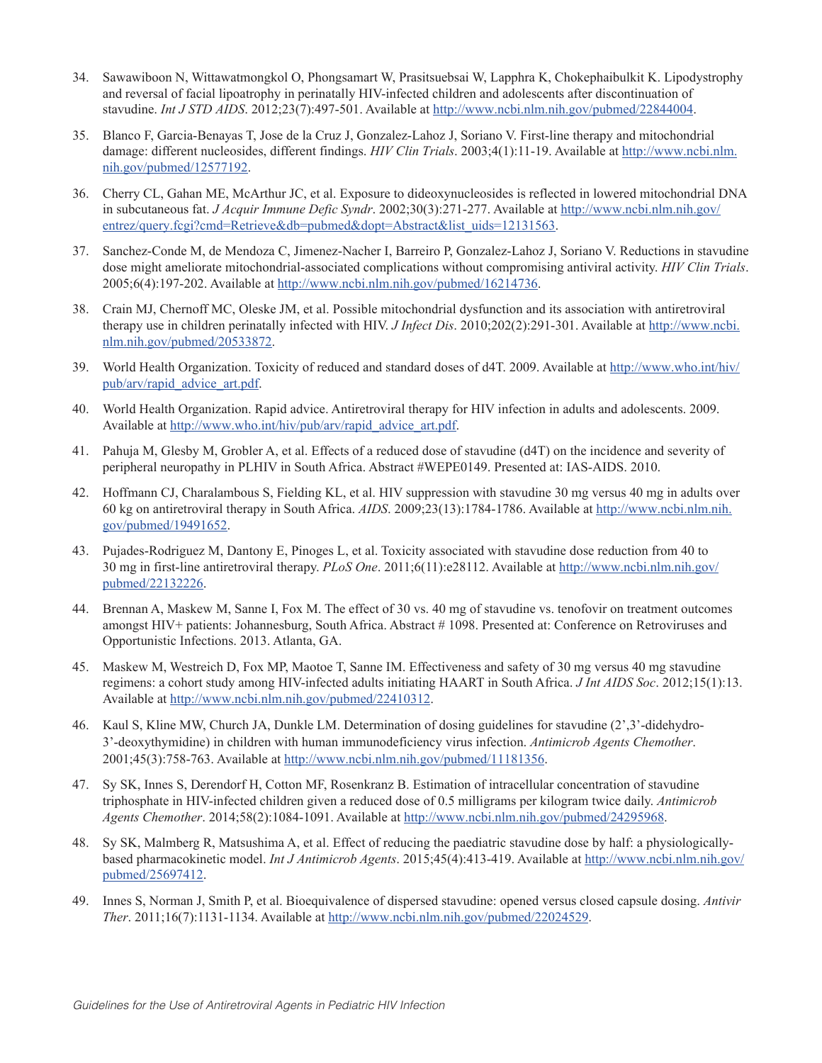34. Sawawiboon N, Wittawatmongkol O, Phongsamart W, Prasitsuebsai W, Lapphra K, Chokephaibulkit K. Lipodystrophy and reversal of facial lipoatrophy in perinatally HIV-infected children and adolescents after discontinuation of stavudine. *Int J STD AIDS*. 2012;23(7):497-501. Available at http://www.ncbi.nlm.nih.gov/pubmed/22844004.

35. Blanco F, Garcia-Benayas T, Jose de la Cruz J, Gonzalez-Lahoz J, Soriano V. First-line therapy and mitochondrial damage: different nucleosides, different findings. *HIV Clin Trials*. 2003;4(1):11-19. Available at http://www.ncbi.nlm.nih.gov/pubmed/12577192.

36. Cherry CL, Gahan ME, McArthur JC, et al. Exposure to dideoxynucleosides is reflected in lowered mitochondrial DNA in subcutaneous fat. *J Acquir Immune Defic Syndr*. 2002;30(3):271-277. Available at http://www.ncbi.nlm.nih.gov/entrez/query.fcgi?cmd=Retrieve&db=pubmed&dopt=Abstract&list_uids=12131563.

37. Sanchez-Conde M, de Mendoza C, Jimenez-Nacher I, Barreiro P, Gonzalez-Lahoz J, Soriano V. Reductions in stavudine dose might ameliorate mitochondrial-associated complications without compromising antiviral activity. *HIV Clin Trials*. 2005;6(4):197-202. Available at http://www.ncbi.nlm.nih.gov/pubmed/16214736.

38. Crain MJ, Chernoff MC, Oleske JM, et al. Possible mitochondrial dysfunction and its association with antiretroviral therapy use in children perinatally infected with HIV. *J Infect Dis*. 2010;202(2):291-301. Available at http://www.ncbi.nlm.nih.gov/pubmed/20533872.

39. World Health Organization. Toxicity of reduced and standard doses of d4T. 2009. Available at http://www.who.int/hiv/pub/arv/rapid_advice_art.pdf.

40. World Health Organization. Rapid advice. Antiretroviral therapy for HIV infection in adults and adolescents. 2009. Available at http://www.who.int/hiv/pub/arv/rapid_advice_art.pdf.

41. Pahuja M, Glesby M, Grobler A, et al. Effects of a reduced dose of stavudine (d4T) on the incidence and severity of peripheral neuropathy in PLHIV in South Africa. Abstract #WEPE0149. Presented at: IAS-AIDS. 2010.

42. Hoffmann CJ, Charalambous S, Fielding KL, et al. HIV suppression with stavudine 30 mg versus 40 mg in adults over 60 kg on antiretroviral therapy in South Africa. *AIDS*. 2009;23(13):1784-1786. Available at http://www.ncbi.nlm.nih.gov/pubmed/19491652.

43. Pujades-Rodriguez M, Dantony E, Pinoges L, et al. Toxicity associated with stavudine dose reduction from 40 to 30 mg in first-line antiretroviral therapy. *PLoS One*. 2011;6(11):e28112. Available at http://www.ncbi.nlm.nih.gov/pubmed/22132226.

44. Brennan A, Maskew M, Sanne I, Fox M. The effect of 30 vs. 40 mg of stavudine vs. tenofovir on treatment outcomes amongst HIV+ patients: Johannesburg, South Africa. Abstract # 1098. Presented at: Conference on Retroviruses and Opportunistic Infections. 2013. Atlanta, GA.

45. Maskew M, Westreich D, Fox MP, Maotoe T, Sanne IM. Effectiveness and safety of 30 mg versus 40 mg stavudine regimens: a cohort study among HIV-infected adults initiating HAART in South Africa. *J Int AIDS Soc*. 2012;15(1):13. Available at http://www.ncbi.nlm.nih.gov/pubmed/22410312.

46. Kaul S, Kline MW, Church JA, Dunkle LM. Determination of dosing guidelines for stavudine (2',3'-didehydro-3'-deoxythymidine) in children with human immunodeficiency virus infection. *Antimicrob Agents Chemother*. 2001;45(3):758-763. Available at http://www.ncbi.nlm.nih.gov/pubmed/11181356.

47. Sy SK, Innes S, Derendorf H, Cotton MF, Rosenkranz B. Estimation of intracellular concentration of stavudine triphosphate in HIV-infected children given a reduced dose of 0.5 milligrams per kilogram twice daily. *Antimicrob Agents Chemother*. 2014;58(2):1084-1091. Available at http://www.ncbi.nlm.nih.gov/pubmed/24295968.

48. Sy SK, Malmberg R, Matsushima A, et al. Effect of reducing the paediatric stavudine dose by half: a physiologically-based pharmacokinetic model. *Int J Antimicrob Agents*. 2015;45(4):413-419. Available at http://www.ncbi.nlm.nih.gov/pubmed/25697412.

49. Innes S, Norman J, Smith P, et al. Bioequivalence of dispersed stavudine: opened versus closed capsule dosing. *Antivir Ther*. 2011;16(7):1131-1134. Available at http://www.ncbi.nlm.nih.gov/pubmed/22024529.